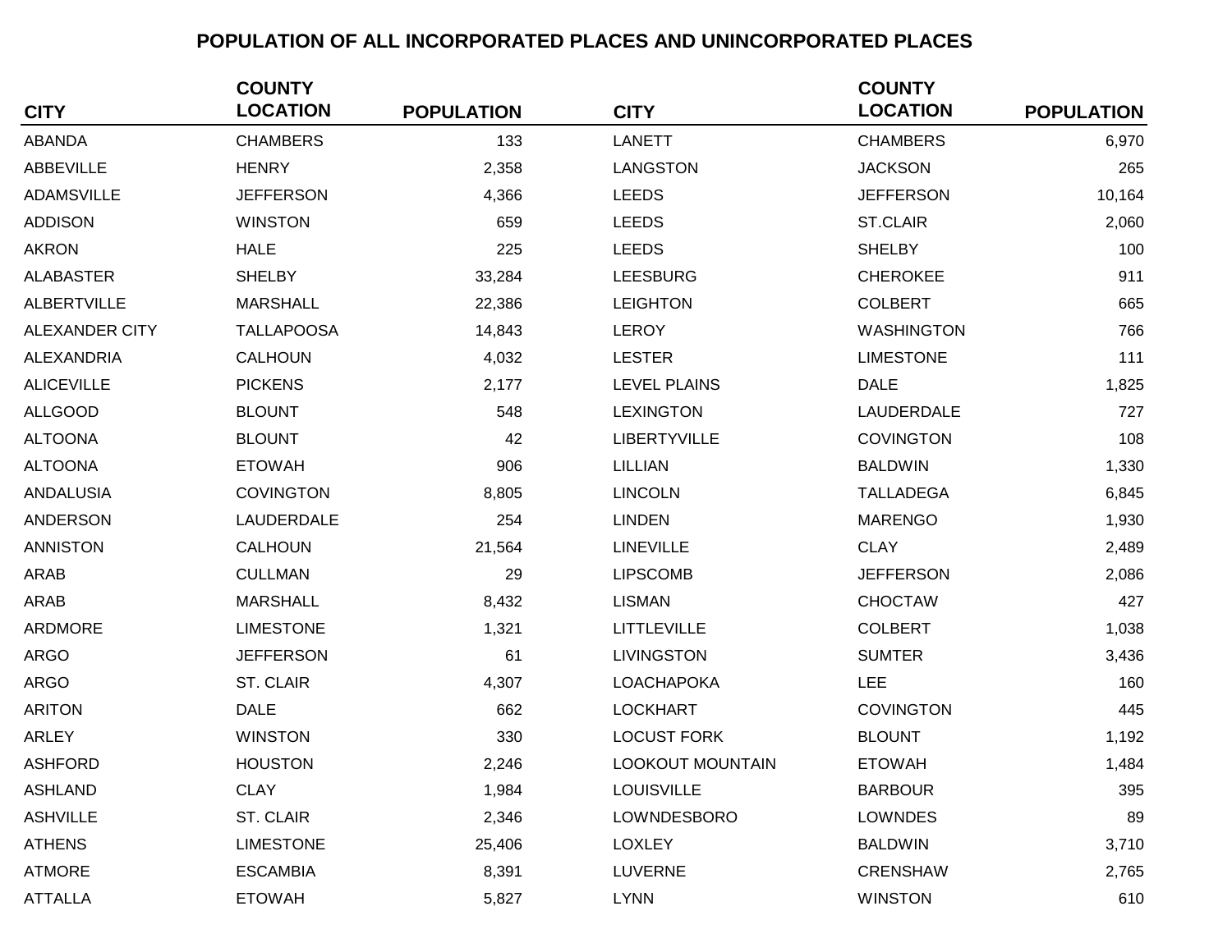# POPULATION OF ALL INCORPORATED PLACES AND UNINCORPORATED PLACES

| CITY | COUNTY LOCATION | POPULATION |
|---|---|---|
| ABANDA | CHAMBERS | 133 |
| ABBEVILLE | HENRY | 2,358 |
| ADAMSVILLE | JEFFERSON | 4,366 |
| ADDISON | WINSTON | 659 |
| AKRON | HALE | 225 |
| ALABASTER | SHELBY | 33,284 |
| ALBERTVILLE | MARSHALL | 22,386 |
| ALEXANDER CITY | TALLAPOOSA | 14,843 |
| ALEXANDRIA | CALHOUN | 4,032 |
| ALICEVILLE | PICKENS | 2,177 |
| ALLGOOD | BLOUNT | 548 |
| ALTOONA | BLOUNT | 42 |
| ALTOONA | ETOWAH | 906 |
| ANDALUSIA | COVINGTON | 8,805 |
| ANDERSON | LAUDERDALE | 254 |
| ANNISTON | CALHOUN | 21,564 |
| ARAB | CULLMAN | 29 |
| ARAB | MARSHALL | 8,432 |
| ARDMORE | LIMESTONE | 1,321 |
| ARGO | JEFFERSON | 61 |
| ARGO | ST. CLAIR | 4,307 |
| ARITON | DALE | 662 |
| ARLEY | WINSTON | 330 |
| ASHFORD | HOUSTON | 2,246 |
| ASHLAND | CLAY | 1,984 |
| ASHVILLE | ST. CLAIR | 2,346 |
| ATHENS | LIMESTONE | 25,406 |
| ATMORE | ESCAMBIA | 8,391 |
| ATTALLA | ETOWAH | 5,827 |
| LANETT | CHAMBERS | 6,970 |
| LANGSTON | JACKSON | 265 |
| LEEDS | JEFFERSON | 10,164 |
| LEEDS | ST.CLAIR | 2,060 |
| LEEDS | SHELBY | 100 |
| LEESBURG | CHEROKEE | 911 |
| LEIGHTON | COLBERT | 665 |
| LEROY | WASHINGTON | 766 |
| LESTER | LIMESTONE | 111 |
| LEVEL PLAINS | DALE | 1,825 |
| LEXINGTON | LAUDERDALE | 727 |
| LIBERTYVILLE | COVINGTON | 108 |
| LILLIAN | BALDWIN | 1,330 |
| LINCOLN | TALLADEGA | 6,845 |
| LINDEN | MARENGO | 1,930 |
| LINEVILLE | CLAY | 2,489 |
| LIPSCOMB | JEFFERSON | 2,086 |
| LISMAN | CHOCTAW | 427 |
| LITTLEVILLE | COLBERT | 1,038 |
| LIVINGSTON | SUMTER | 3,436 |
| LOACHAPOKA | LEE | 160 |
| LOCKHART | COVINGTON | 445 |
| LOCUST FORK | BLOUNT | 1,192 |
| LOOKOUT MOUNTAIN | ETOWAH | 1,484 |
| LOUISVILLE | BARBOUR | 395 |
| LOWNDESBORO | LOWNDES | 89 |
| LOXLEY | BALDWIN | 3,710 |
| LUVERNE | CRENSHAW | 2,765 |
| LYNN | WINSTON | 610 |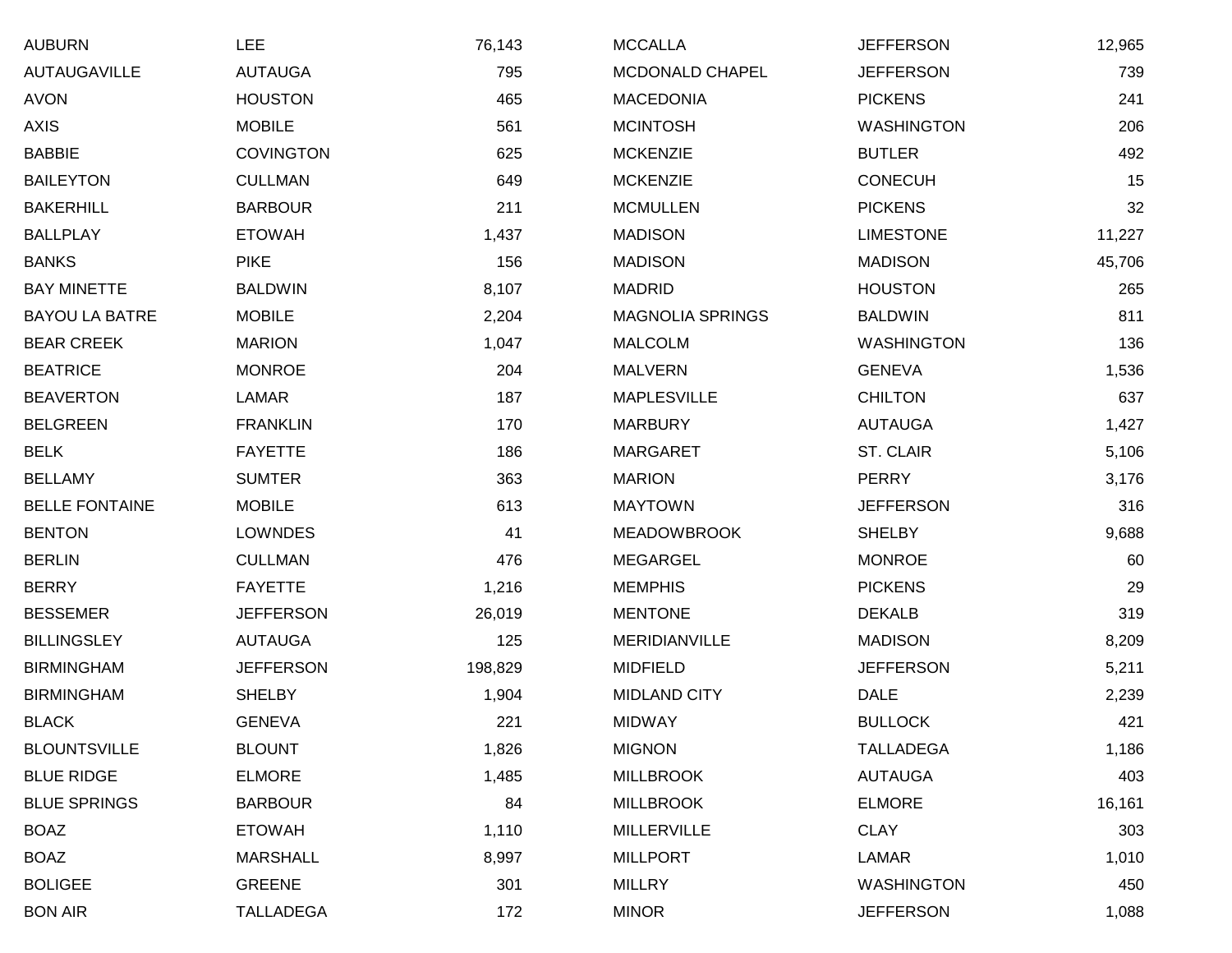| | | | | | |
|---|---|---|---|---|---|
| AUBURN | LEE | 76,143 | MCCALLA | JEFFERSON | 12,965 |
| AUTAUGAVILLE | AUTAUGA | 795 | MCDONALD CHAPEL | JEFFERSON | 739 |
| AVON | HOUSTON | 465 | MACEDONIA | PICKENS | 241 |
| AXIS | MOBILE | 561 | MCINTOSH | WASHINGTON | 206 |
| BABBIE | COVINGTON | 625 | MCKENZIE | BUTLER | 492 |
| BAILEYTON | CULLMAN | 649 | MCKENZIE | CONECUH | 15 |
| BAKERHILL | BARBOUR | 211 | MCMULLEN | PICKENS | 32 |
| BALLPLAY | ETOWAH | 1,437 | MADISON | LIMESTONE | 11,227 |
| BANKS | PIKE | 156 | MADISON | MADISON | 45,706 |
| BAY MINETTE | BALDWIN | 8,107 | MADRID | HOUSTON | 265 |
| BAYOU LA BATRE | MOBILE | 2,204 | MAGNOLIA SPRINGS | BALDWIN | 811 |
| BEAR CREEK | MARION | 1,047 | MALCOLM | WASHINGTON | 136 |
| BEATRICE | MONROE | 204 | MALVERN | GENEVA | 1,536 |
| BEAVERTON | LAMAR | 187 | MAPLESVILLE | CHILTON | 637 |
| BELGREEN | FRANKLIN | 170 | MARBURY | AUTAUGA | 1,427 |
| BELK | FAYETTE | 186 | MARGARET | ST. CLAIR | 5,106 |
| BELLAMY | SUMTER | 363 | MARION | PERRY | 3,176 |
| BELLE FONTAINE | MOBILE | 613 | MAYTOWN | JEFFERSON | 316 |
| BENTON | LOWNDES | 41 | MEADOWBROOK | SHELBY | 9,688 |
| BERLIN | CULLMAN | 476 | MEGARGEL | MONROE | 60 |
| BERRY | FAYETTE | 1,216 | MEMPHIS | PICKENS | 29 |
| BESSEMER | JEFFERSON | 26,019 | MENTONE | DEKALB | 319 |
| BILLINGSLEY | AUTAUGA | 125 | MERIDIANVILLE | MADISON | 8,209 |
| BIRMINGHAM | JEFFERSON | 198,829 | MIDFIELD | JEFFERSON | 5,211 |
| BIRMINGHAM | SHELBY | 1,904 | MIDLAND CITY | DALE | 2,239 |
| BLACK | GENEVA | 221 | MIDWAY | BULLOCK | 421 |
| BLOUNTSVILLE | BLOUNT | 1,826 | MIGNON | TALLADEGA | 1,186 |
| BLUE RIDGE | ELMORE | 1,485 | MILLBROOK | AUTAUGA | 403 |
| BLUE SPRINGS | BARBOUR | 84 | MILLBROOK | ELMORE | 16,161 |
| BOAZ | ETOWAH | 1,110 | MILLERVILLE | CLAY | 303 |
| BOAZ | MARSHALL | 8,997 | MILLPORT | LAMAR | 1,010 |
| BOLIGEE | GREENE | 301 | MILLRY | WASHINGTON | 450 |
| BON AIR | TALLADEGA | 172 | MINOR | JEFFERSON | 1,088 |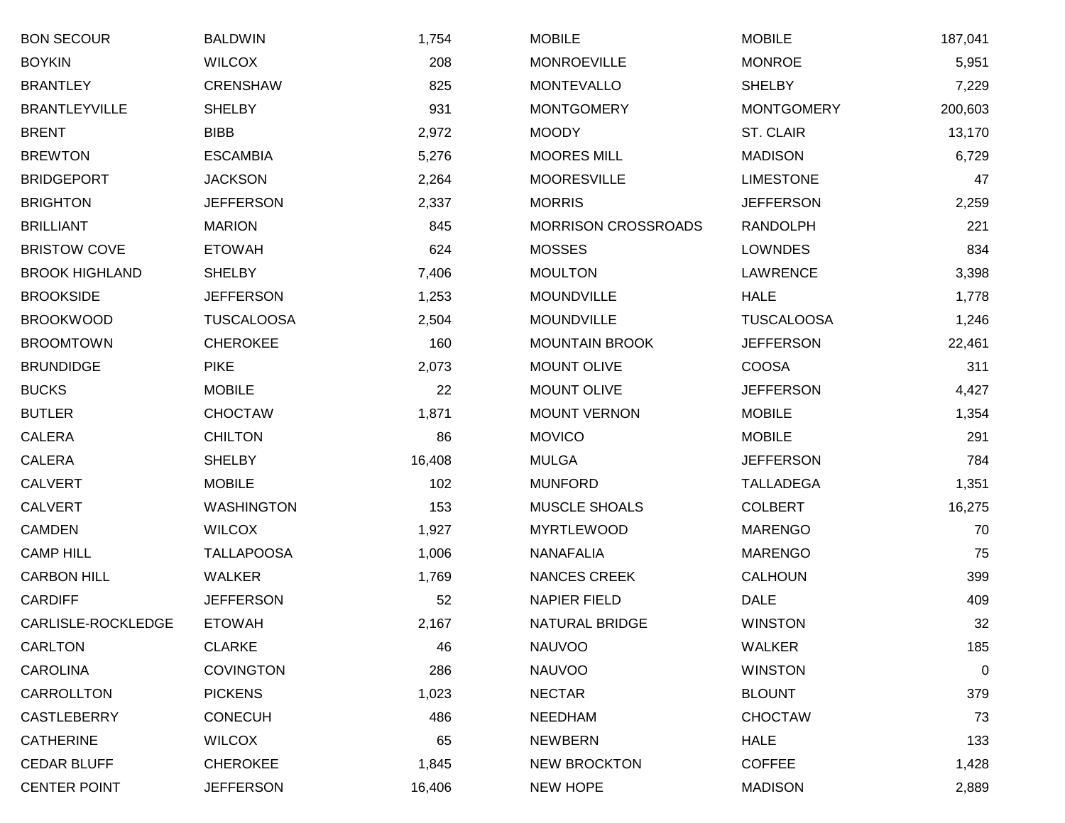| | | |
|---|---|---|
| BON SECOUR | BALDWIN | 1,754 |
| BOYKIN | WILCOX | 208 |
| BRANTLEY | CRENSHAW | 825 |
| BRANTLEYVILLE | SHELBY | 931 |
| BRENT | BIBB | 2,972 |
| BREWTON | ESCAMBIA | 5,276 |
| BRIDGEPORT | JACKSON | 2,264 |
| BRIGHTON | JEFFERSON | 2,337 |
| BRILLIANT | MARION | 845 |
| BRISTOW COVE | ETOWAH | 624 |
| BROOK HIGHLAND | SHELBY | 7,406 |
| BROOKSIDE | JEFFERSON | 1,253 |
| BROOKWOOD | TUSCALOOSA | 2,504 |
| BROOMTOWN | CHEROKEE | 160 |
| BRUNDIDGE | PIKE | 2,073 |
| BUCKS | MOBILE | 22 |
| BUTLER | CHOCTAW | 1,871 |
| CALERA | CHILTON | 86 |
| CALERA | SHELBY | 16,408 |
| CALVERT | MOBILE | 102 |
| CALVERT | WASHINGTON | 153 |
| CAMDEN | WILCOX | 1,927 |
| CAMP HILL | TALLAPOOSA | 1,006 |
| CARBON HILL | WALKER | 1,769 |
| CARDIFF | JEFFERSON | 52 |
| CARLISLE-ROCKLEDGE | ETOWAH | 2,167 |
| CARLTON | CLARKE | 46 |
| CAROLINA | COVINGTON | 286 |
| CARROLLTON | PICKENS | 1,023 |
| CASTLEBERRY | CONECUH | 486 |
| CATHERINE | WILCOX | 65 |
| CEDAR BLUFF | CHEROKEE | 1,845 |
| CENTER POINT | JEFFERSON | 16,406 |
| MOBILE | MOBILE | 187,041 |
| MONROEVILLE | MONROE | 5,951 |
| MONTEVALLO | SHELBY | 7,229 |
| MONTGOMERY | MONTGOMERY | 200,603 |
| MOODY | ST. CLAIR | 13,170 |
| MOORES MILL | MADISON | 6,729 |
| MOORESVILLE | LIMESTONE | 47 |
| MORRIS | JEFFERSON | 2,259 |
| MORRISON CROSSROADS | RANDOLPH | 221 |
| MOSSES | LOWNDES | 834 |
| MOULTON | LAWRENCE | 3,398 |
| MOUNDVILLE | HALE | 1,778 |
| MOUNDVILLE | TUSCALOOSA | 1,246 |
| MOUNTAIN BROOK | JEFFERSON | 22,461 |
| MOUNT OLIVE | COOSA | 311 |
| MOUNT OLIVE | JEFFERSON | 4,427 |
| MOUNT VERNON | MOBILE | 1,354 |
| MOVICO | MOBILE | 291 |
| MULGA | JEFFERSON | 784 |
| MUNFORD | TALLADEGA | 1,351 |
| MUSCLE SHOALS | COLBERT | 16,275 |
| MYRTLEWOOD | MARENGO | 70 |
| NANAFALIA | MARENGO | 75 |
| NANCES CREEK | CALHOUN | 399 |
| NAPIER FIELD | DALE | 409 |
| NATURAL BRIDGE | WINSTON | 32 |
| NAUVOO | WALKER | 185 |
| NAUVOO | WINSTON | 0 |
| NECTAR | BLOUNT | 379 |
| NEEDHAM | CHOCTAW | 73 |
| NEWBERN | HALE | 133 |
| NEW BROCKTON | COFFEE | 1,428 |
| NEW HOPE | MADISON | 2,889 |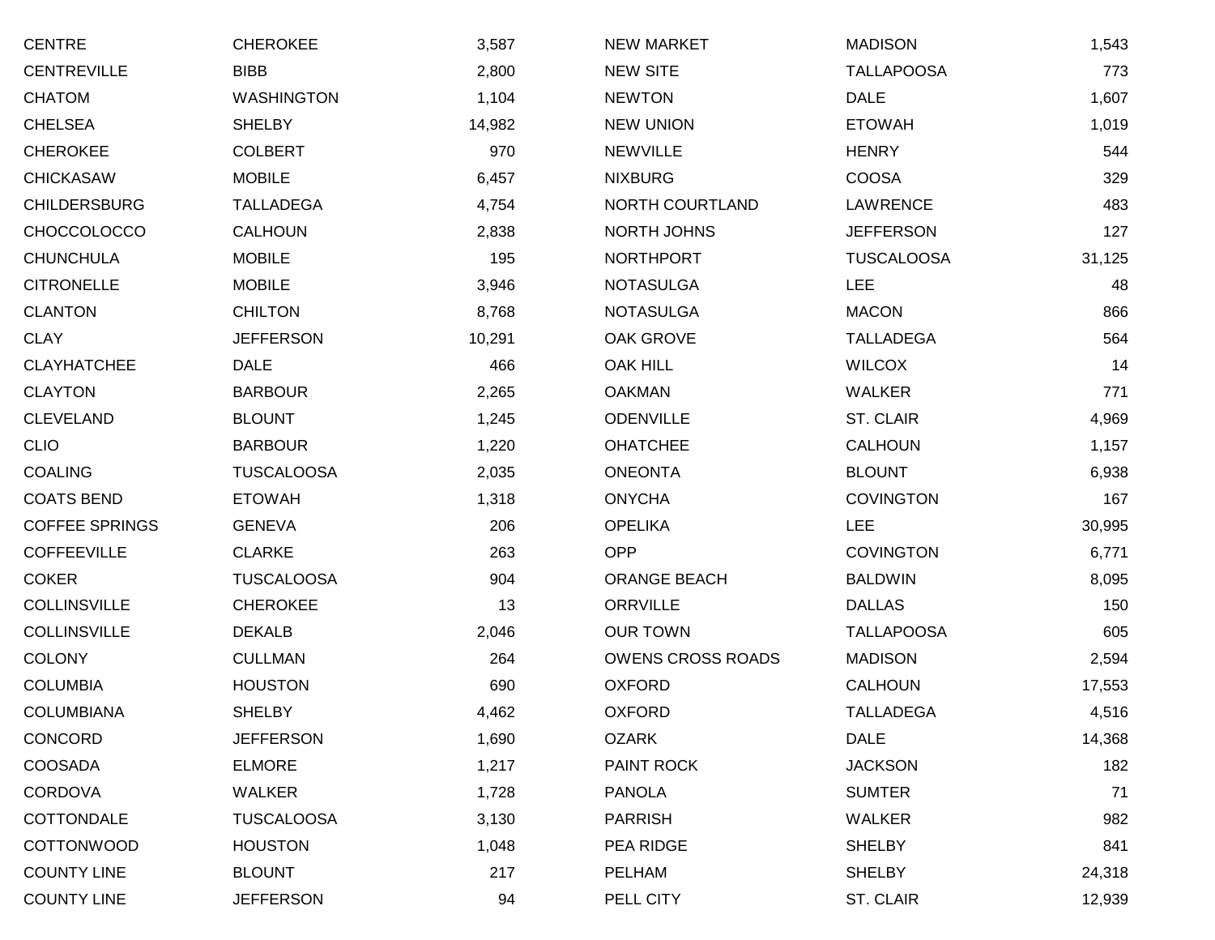| | | |
|---|---|---|
| CENTRE | CHEROKEE | 3,587 |
| CENTREVILLE | BIBB | 2,800 |
| CHATOM | WASHINGTON | 1,104 |
| CHELSEA | SHELBY | 14,982 |
| CHEROKEE | COLBERT | 970 |
| CHICKASAW | MOBILE | 6,457 |
| CHILDERSBURG | TALLADEGA | 4,754 |
| CHOCCOLOCCO | CALHOUN | 2,838 |
| CHUNCHULA | MOBILE | 195 |
| CITRONELLE | MOBILE | 3,946 |
| CLANTON | CHILTON | 8,768 |
| CLAY | JEFFERSON | 10,291 |
| CLAYHATCHEE | DALE | 466 |
| CLAYTON | BARBOUR | 2,265 |
| CLEVELAND | BLOUNT | 1,245 |
| CLIO | BARBOUR | 1,220 |
| COALING | TUSCALOOSA | 2,035 |
| COATS BEND | ETOWAH | 1,318 |
| COFFEE SPRINGS | GENEVA | 206 |
| COFFEEVILLE | CLARKE | 263 |
| COKER | TUSCALOOSA | 904 |
| COLLINSVILLE | CHEROKEE | 13 |
| COLLINSVILLE | DEKALB | 2,046 |
| COLONY | CULLMAN | 264 |
| COLUMBIA | HOUSTON | 690 |
| COLUMBIANA | SHELBY | 4,462 |
| CONCORD | JEFFERSON | 1,690 |
| COOSADA | ELMORE | 1,217 |
| CORDOVA | WALKER | 1,728 |
| COTTONDALE | TUSCALOOSA | 3,130 |
| COTTONWOOD | HOUSTON | 1,048 |
| COUNTY LINE | BLOUNT | 217 |
| COUNTY LINE | JEFFERSON | 94 |
| NEW MARKET | MADISON | 1,543 |
| NEW SITE | TALLAPOOSA | 773 |
| NEWTON | DALE | 1,607 |
| NEW UNION | ETOWAH | 1,019 |
| NEWVILLE | HENRY | 544 |
| NIXBURG | COOSA | 329 |
| NORTH COURTLAND | LAWRENCE | 483 |
| NORTH JOHNS | JEFFERSON | 127 |
| NORTHPORT | TUSCALOOSA | 31,125 |
| NOTASULGA | LEE | 48 |
| NOTASULGA | MACON | 866 |
| OAK GROVE | TALLADEGA | 564 |
| OAK HILL | WILCOX | 14 |
| OAKMAN | WALKER | 771 |
| ODENVILLE | ST. CLAIR | 4,969 |
| OHATCHEE | CALHOUN | 1,157 |
| ONEONTA | BLOUNT | 6,938 |
| ONYCHA | COVINGTON | 167 |
| OPELIKA | LEE | 30,995 |
| OPP | COVINGTON | 6,771 |
| ORANGE BEACH | BALDWIN | 8,095 |
| ORRVILLE | DALLAS | 150 |
| OUR TOWN | TALLAPOOSA | 605 |
| OWENS CROSS ROADS | MADISON | 2,594 |
| OXFORD | CALHOUN | 17,553 |
| OXFORD | TALLADEGA | 4,516 |
| OZARK | DALE | 14,368 |
| PAINT ROCK | JACKSON | 182 |
| PANOLA | SUMTER | 71 |
| PARRISH | WALKER | 982 |
| PEA RIDGE | SHELBY | 841 |
| PELHAM | SHELBY | 24,318 |
| PELL CITY | ST. CLAIR | 12,939 |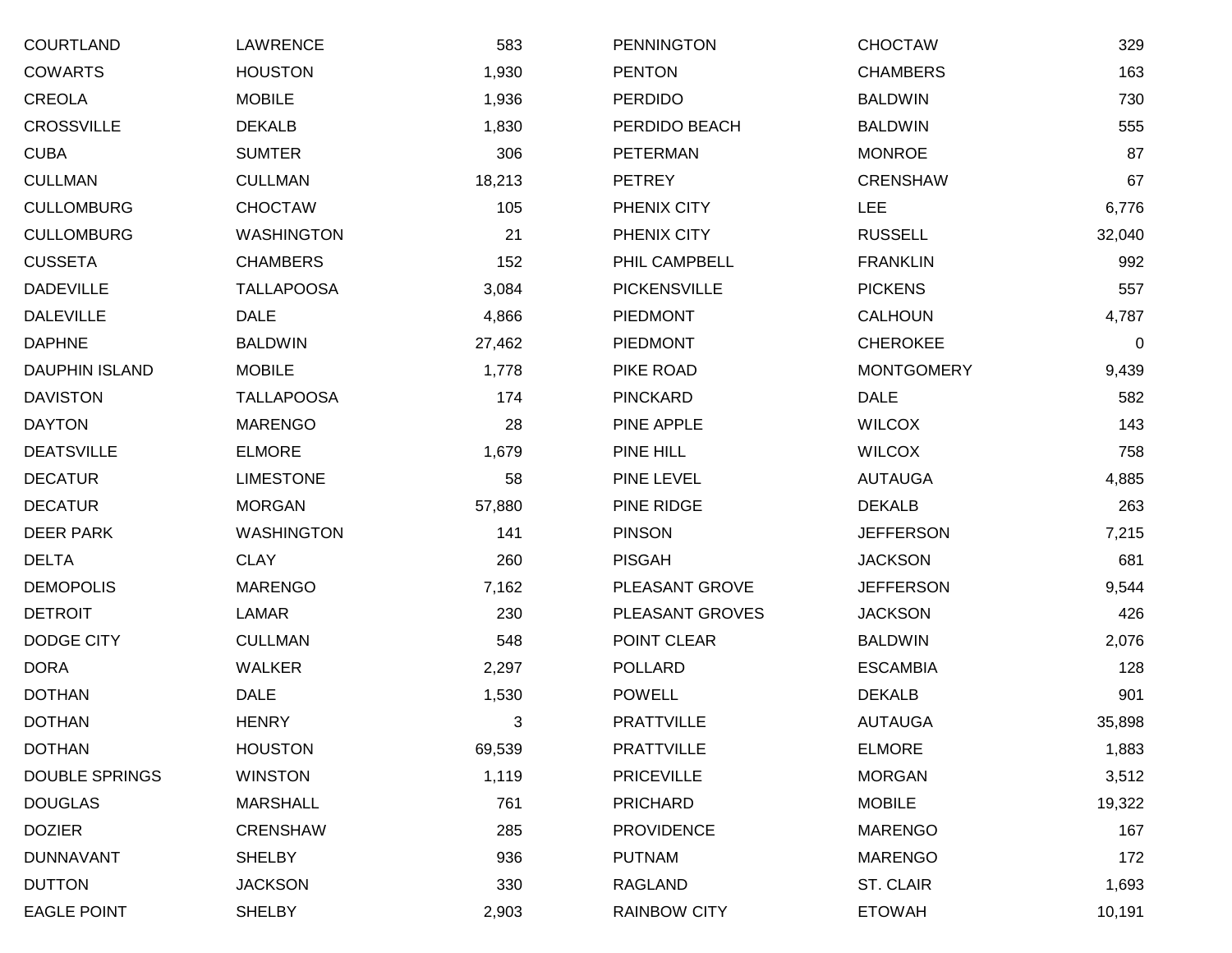| | | |
|---|---|---|
| COURTLAND | LAWRENCE | 583 |
| COWARTS | HOUSTON | 1,930 |
| CREOLA | MOBILE | 1,936 |
| CROSSVILLE | DEKALB | 1,830 |
| CUBA | SUMTER | 306 |
| CULLMAN | CULLMAN | 18,213 |
| CULLOMBURG | CHOCTAW | 105 |
| CULLOMBURG | WASHINGTON | 21 |
| CUSSETA | CHAMBERS | 152 |
| DADEVILLE | TALLAPOOSA | 3,084 |
| DALEVILLE | DALE | 4,866 |
| DAPHNE | BALDWIN | 27,462 |
| DAUPHIN ISLAND | MOBILE | 1,778 |
| DAVISTON | TALLAPOOSA | 174 |
| DAYTON | MARENGO | 28 |
| DEATSVILLE | ELMORE | 1,679 |
| DECATUR | LIMESTONE | 58 |
| DECATUR | MORGAN | 57,880 |
| DEER PARK | WASHINGTON | 141 |
| DELTA | CLAY | 260 |
| DEMOPOLIS | MARENGO | 7,162 |
| DETROIT | LAMAR | 230 |
| DODGE CITY | CULLMAN | 548 |
| DORA | WALKER | 2,297 |
| DOTHAN | DALE | 1,530 |
| DOTHAN | HENRY | 3 |
| DOTHAN | HOUSTON | 69,539 |
| DOUBLE SPRINGS | WINSTON | 1,119 |
| DOUGLAS | MARSHALL | 761 |
| DOZIER | CRENSHAW | 285 |
| DUNNAVANT | SHELBY | 936 |
| DUTTON | JACKSON | 330 |
| EAGLE POINT | SHELBY | 2,903 |
| PENNINGTON | CHOCTAW | 329 |
| PENTON | CHAMBERS | 163 |
| PERDIDO | BALDWIN | 730 |
| PERDIDO BEACH | BALDWIN | 555 |
| PETERMAN | MONROE | 87 |
| PETREY | CRENSHAW | 67 |
| PHENIX CITY | LEE | 6,776 |
| PHENIX CITY | RUSSELL | 32,040 |
| PHIL CAMPBELL | FRANKLIN | 992 |
| PICKENSVILLE | PICKENS | 557 |
| PIEDMONT | CALHOUN | 4,787 |
| PIEDMONT | CHEROKEE | 0 |
| PIKE ROAD | MONTGOMERY | 9,439 |
| PINCKARD | DALE | 582 |
| PINE APPLE | WILCOX | 143 |
| PINE HILL | WILCOX | 758 |
| PINE LEVEL | AUTAUGA | 4,885 |
| PINE RIDGE | DEKALB | 263 |
| PINSON | JEFFERSON | 7,215 |
| PISGAH | JACKSON | 681 |
| PLEASANT GROVE | JEFFERSON | 9,544 |
| PLEASANT GROVES | JACKSON | 426 |
| POINT CLEAR | BALDWIN | 2,076 |
| POLLARD | ESCAMBIA | 128 |
| POWELL | DEKALB | 901 |
| PRATTVILLE | AUTAUGA | 35,898 |
| PRATTVILLE | ELMORE | 1,883 |
| PRICEVILLE | MORGAN | 3,512 |
| PRICHARD | MOBILE | 19,322 |
| PROVIDENCE | MARENGO | 167 |
| PUTNAM | MARENGO | 172 |
| RAGLAND | ST. CLAIR | 1,693 |
| RAINBOW CITY | ETOWAH | 10,191 |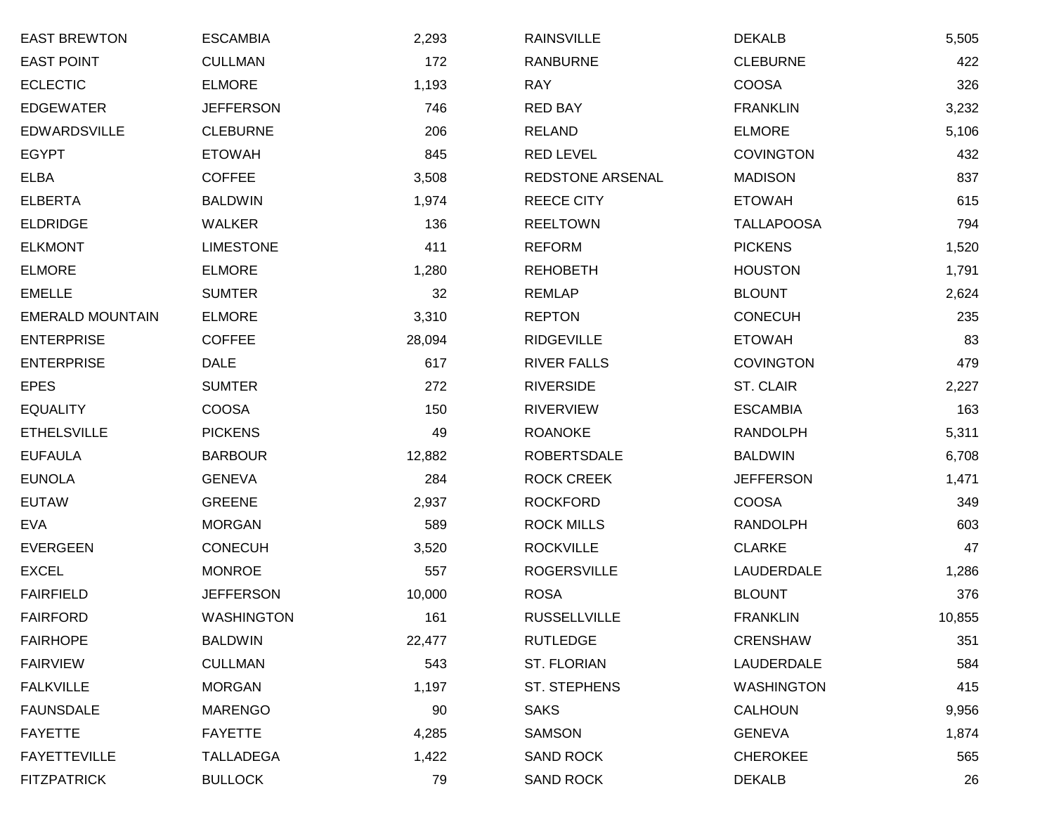| | | |
|---|---|---|
| EAST BREWTON | ESCAMBIA | 2,293 |
| EAST POINT | CULLMAN | 172 |
| ECLECTIC | ELMORE | 1,193 |
| EDGEWATER | JEFFERSON | 746 |
| EDWARDSVILLE | CLEBURNE | 206 |
| EGYPT | ETOWAH | 845 |
| ELBA | COFFEE | 3,508 |
| ELBERTA | BALDWIN | 1,974 |
| ELDRIDGE | WALKER | 136 |
| ELKMONT | LIMESTONE | 411 |
| ELMORE | ELMORE | 1,280 |
| EMELLE | SUMTER | 32 |
| EMERALD MOUNTAIN | ELMORE | 3,310 |
| ENTERPRISE | COFFEE | 28,094 |
| ENTERPRISE | DALE | 617 |
| EPES | SUMTER | 272 |
| EQUALITY | COOSA | 150 |
| ETHELSVILLE | PICKENS | 49 |
| EUFAULA | BARBOUR | 12,882 |
| EUNOLA | GENEVA | 284 |
| EUTAW | GREENE | 2,937 |
| EVA | MORGAN | 589 |
| EVERGEEN | CONECUH | 3,520 |
| EXCEL | MONROE | 557 |
| FAIRFIELD | JEFFERSON | 10,000 |
| FAIRFORD | WASHINGTON | 161 |
| FAIRHOPE | BALDWIN | 22,477 |
| FAIRVIEW | CULLMAN | 543 |
| FALKVILLE | MORGAN | 1,197 |
| FAUNSDALE | MARENGO | 90 |
| FAYETTE | FAYETTE | 4,285 |
| FAYETTEVILLE | TALLADEGA | 1,422 |
| FITZPATRICK | BULLOCK | 79 |
| RAINSVILLE | DEKALB | 5,505 |
| RANBURNE | CLEBURNE | 422 |
| RAY | COOSA | 326 |
| RED BAY | FRANKLIN | 3,232 |
| RELAND | ELMORE | 5,106 |
| RED LEVEL | COVINGTON | 432 |
| REDSTONE ARSENAL | MADISON | 837 |
| REECE CITY | ETOWAH | 615 |
| REELTOWN | TALLAPOOSA | 794 |
| REFORM | PICKENS | 1,520 |
| REHOBETH | HOUSTON | 1,791 |
| REMLAP | BLOUNT | 2,624 |
| REPTON | CONECUH | 235 |
| RIDGEVILLE | ETOWAH | 83 |
| RIVER FALLS | COVINGTON | 479 |
| RIVERSIDE | ST. CLAIR | 2,227 |
| RIVERVIEW | ESCAMBIA | 163 |
| ROANOKE | RANDOLPH | 5,311 |
| ROBERTSDALE | BALDWIN | 6,708 |
| ROCK CREEK | JEFFERSON | 1,471 |
| ROCKFORD | COOSA | 349 |
| ROCK MILLS | RANDOLPH | 603 |
| ROCKVILLE | CLARKE | 47 |
| ROGERSVILLE | LAUDERDALE | 1,286 |
| ROSA | BLOUNT | 376 |
| RUSSELLVILLE | FRANKLIN | 10,855 |
| RUTLEDGE | CRENSHAW | 351 |
| ST. FLORIAN | LAUDERDALE | 584 |
| ST. STEPHENS | WASHINGTON | 415 |
| SAKS | CALHOUN | 9,956 |
| SAMSON | GENEVA | 1,874 |
| SAND ROCK | CHEROKEE | 565 |
| SAND ROCK | DEKALB | 26 |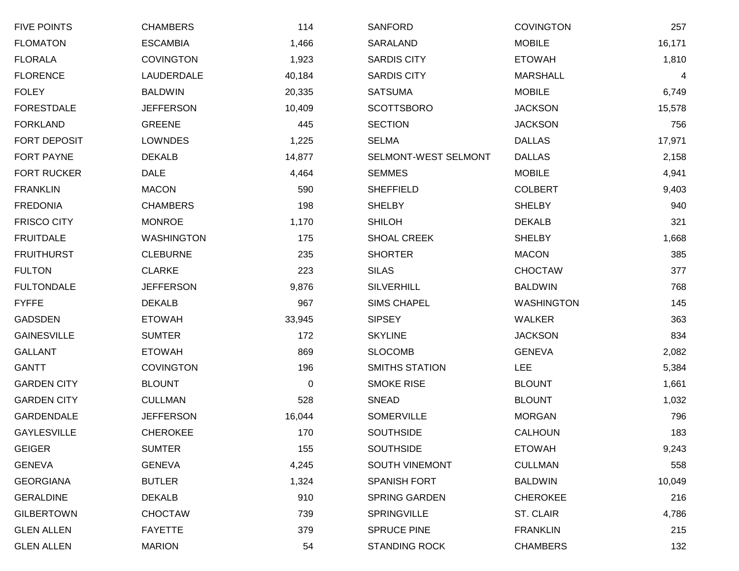| | | |
|---|---|---|
| FIVE POINTS | CHAMBERS | 114 |
| FLOMATON | ESCAMBIA | 1,466 |
| FLORALA | COVINGTON | 1,923 |
| FLORENCE | LAUDERDALE | 40,184 |
| FOLEY | BALDWIN | 20,335 |
| FORESTDALE | JEFFERSON | 10,409 |
| FORKLAND | GREENE | 445 |
| FORT DEPOSIT | LOWNDES | 1,225 |
| FORT PAYNE | DEKALB | 14,877 |
| FORT RUCKER | DALE | 4,464 |
| FRANKLIN | MACON | 590 |
| FREDONIA | CHAMBERS | 198 |
| FRISCO CITY | MONROE | 1,170 |
| FRUITDALE | WASHINGTON | 175 |
| FRUITHURST | CLEBURNE | 235 |
| FULTON | CLARKE | 223 |
| FULTONDALE | JEFFERSON | 9,876 |
| FYFFE | DEKALB | 967 |
| GADSDEN | ETOWAH | 33,945 |
| GAINESVILLE | SUMTER | 172 |
| GALLANT | ETOWAH | 869 |
| GANTT | COVINGTON | 196 |
| GARDEN CITY | BLOUNT | 0 |
| GARDEN CITY | CULLMAN | 528 |
| GARDENDALE | JEFFERSON | 16,044 |
| GAYLESVILLE | CHEROKEE | 170 |
| GEIGER | SUMTER | 155 |
| GENEVA | GENEVA | 4,245 |
| GEORGIANA | BUTLER | 1,324 |
| GERALDINE | DEKALB | 910 |
| GILBERTOWN | CHOCTAW | 739 |
| GLEN ALLEN | FAYETTE | 379 |
| GLEN ALLEN | MARION | 54 |
| SANFORD | COVINGTON | 257 |
| SARALAND | MOBILE | 16,171 |
| SARDIS CITY | ETOWAH | 1,810 |
| SARDIS CITY | MARSHALL | 4 |
| SATSUMA | MOBILE | 6,749 |
| SCOTTSBORO | JACKSON | 15,578 |
| SECTION | JACKSON | 756 |
| SELMA | DALLAS | 17,971 |
| SELMONT-WEST SELMONT | DALLAS | 2,158 |
| SEMMES | MOBILE | 4,941 |
| SHEFFIELD | COLBERT | 9,403 |
| SHELBY | SHELBY | 940 |
| SHILOH | DEKALB | 321 |
| SHOAL CREEK | SHELBY | 1,668 |
| SHORTER | MACON | 385 |
| SILAS | CHOCTAW | 377 |
| SILVERHILL | BALDWIN | 768 |
| SIMS CHAPEL | WASHINGTON | 145 |
| SIPSEY | WALKER | 363 |
| SKYLINE | JACKSON | 834 |
| SLOCOMB | GENEVA | 2,082 |
| SMITHS STATION | LEE | 5,384 |
| SMOKE RISE | BLOUNT | 1,661 |
| SNEAD | BLOUNT | 1,032 |
| SOMERVILLE | MORGAN | 796 |
| SOUTHSIDE | CALHOUN | 183 |
| SOUTHSIDE | ETOWAH | 9,243 |
| SOUTH VINEMONT | CULLMAN | 558 |
| SPANISH FORT | BALDWIN | 10,049 |
| SPRING GARDEN | CHEROKEE | 216 |
| SPRINGVILLE | ST. CLAIR | 4,786 |
| SPRUCE PINE | FRANKLIN | 215 |
| STANDING ROCK | CHAMBERS | 132 |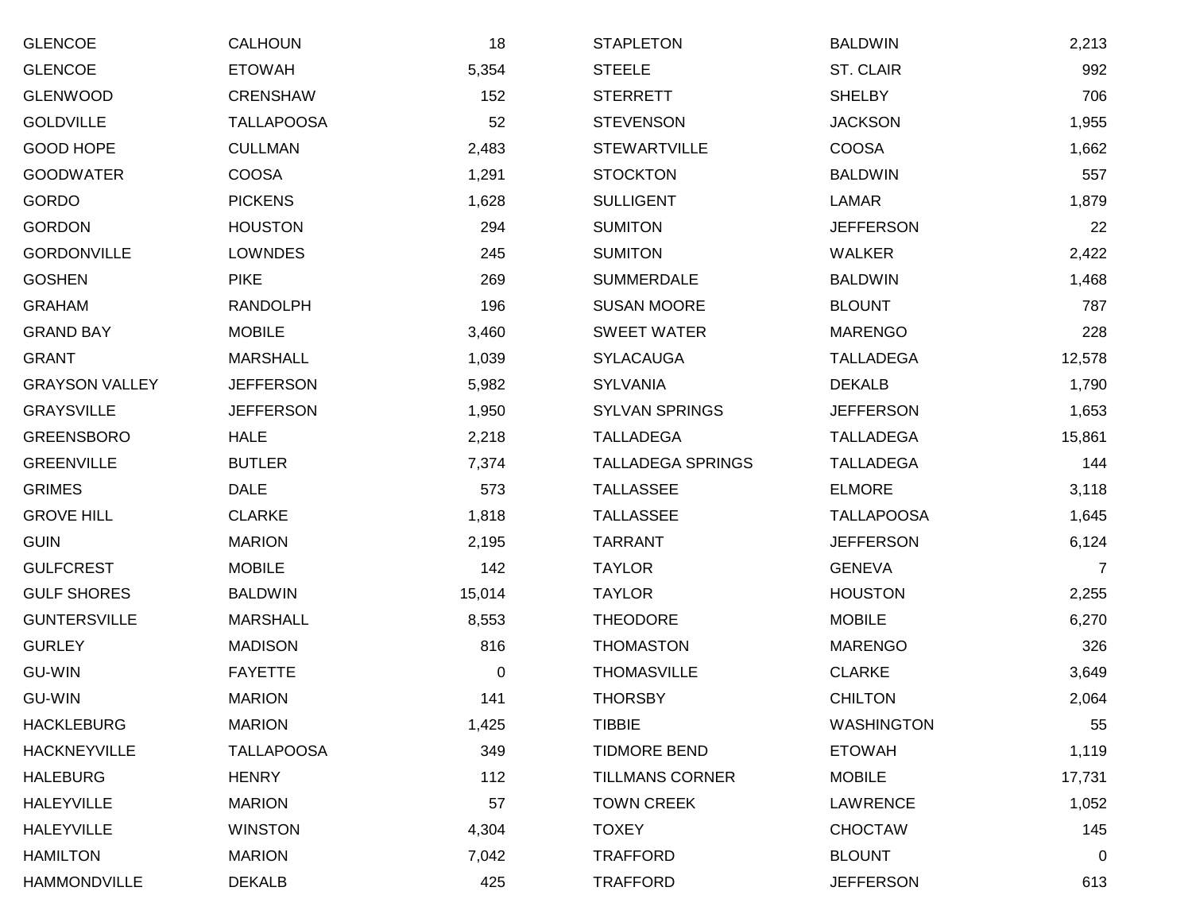| | | |
|---|---|---:|
| GLENCOE | CALHOUN | 18 |
| GLENCOE | ETOWAH | 5,354 |
| GLENWOOD | CRENSHAW | 152 |
| GOLDVILLE | TALLAPOOSA | 52 |
| GOOD HOPE | CULLMAN | 2,483 |
| GOODWATER | COOSA | 1,291 |
| GORDO | PICKENS | 1,628 |
| GORDON | HOUSTON | 294 |
| GORDONVILLE | LOWNDES | 245 |
| GOSHEN | PIKE | 269 |
| GRAHAM | RANDOLPH | 196 |
| GRAND BAY | MOBILE | 3,460 |
| GRANT | MARSHALL | 1,039 |
| GRAYSON VALLEY | JEFFERSON | 5,982 |
| GRAYSVILLE | JEFFERSON | 1,950 |
| GREENSBORO | HALE | 2,218 |
| GREENVILLE | BUTLER | 7,374 |
| GRIMES | DALE | 573 |
| GROVE HILL | CLARKE | 1,818 |
| GUIN | MARION | 2,195 |
| GULFCREST | MOBILE | 142 |
| GULF SHORES | BALDWIN | 15,014 |
| GUNTERSVILLE | MARSHALL | 8,553 |
| GURLEY | MADISON | 816 |
| GU-WIN | FAYETTE | 0 |
| GU-WIN | MARION | 141 |
| HACKLEBURG | MARION | 1,425 |
| HACKNEYVILLE | TALLAPOOSA | 349 |
| HALEBURG | HENRY | 112 |
| HALEYVILLE | MARION | 57 |
| HALEYVILLE | WINSTON | 4,304 |
| HAMILTON | MARION | 7,042 |
| HAMMONDVILLE | DEKALB | 425 |
| STAPLETON | BALDWIN | 2,213 |
| STEELE | ST. CLAIR | 992 |
| STERRETT | SHELBY | 706 |
| STEVENSON | JACKSON | 1,955 |
| STEWARTVILLE | COOSA | 1,662 |
| STOCKTON | BALDWIN | 557 |
| SULLIGENT | LAMAR | 1,879 |
| SUMITON | JEFFERSON | 22 |
| SUMITON | WALKER | 2,422 |
| SUMMERDALE | BALDWIN | 1,468 |
| SUSAN MOORE | BLOUNT | 787 |
| SWEET WATER | MARENGO | 228 |
| SYLACAUGA | TALLADEGA | 12,578 |
| SYLVANIA | DEKALB | 1,790 |
| SYLVAN SPRINGS | JEFFERSON | 1,653 |
| TALLADEGA | TALLADEGA | 15,861 |
| TALLADEGA SPRINGS | TALLADEGA | 144 |
| TALLASSEE | ELMORE | 3,118 |
| TALLASSEE | TALLAPOOSA | 1,645 |
| TARRANT | JEFFERSON | 6,124 |
| TAYLOR | GENEVA | 7 |
| TAYLOR | HOUSTON | 2,255 |
| THEODORE | MOBILE | 6,270 |
| THOMASTON | MARENGO | 326 |
| THOMASVILLE | CLARKE | 3,649 |
| THORSBY | CHILTON | 2,064 |
| TIBBIE | WASHINGTON | 55 |
| TIDMORE BEND | ETOWAH | 1,119 |
| TILLMANS CORNER | MOBILE | 17,731 |
| TOWN CREEK | LAWRENCE | 1,052 |
| TOXEY | CHOCTAW | 145 |
| TRAFFORD | BLOUNT | 0 |
| TRAFFORD | JEFFERSON | 613 |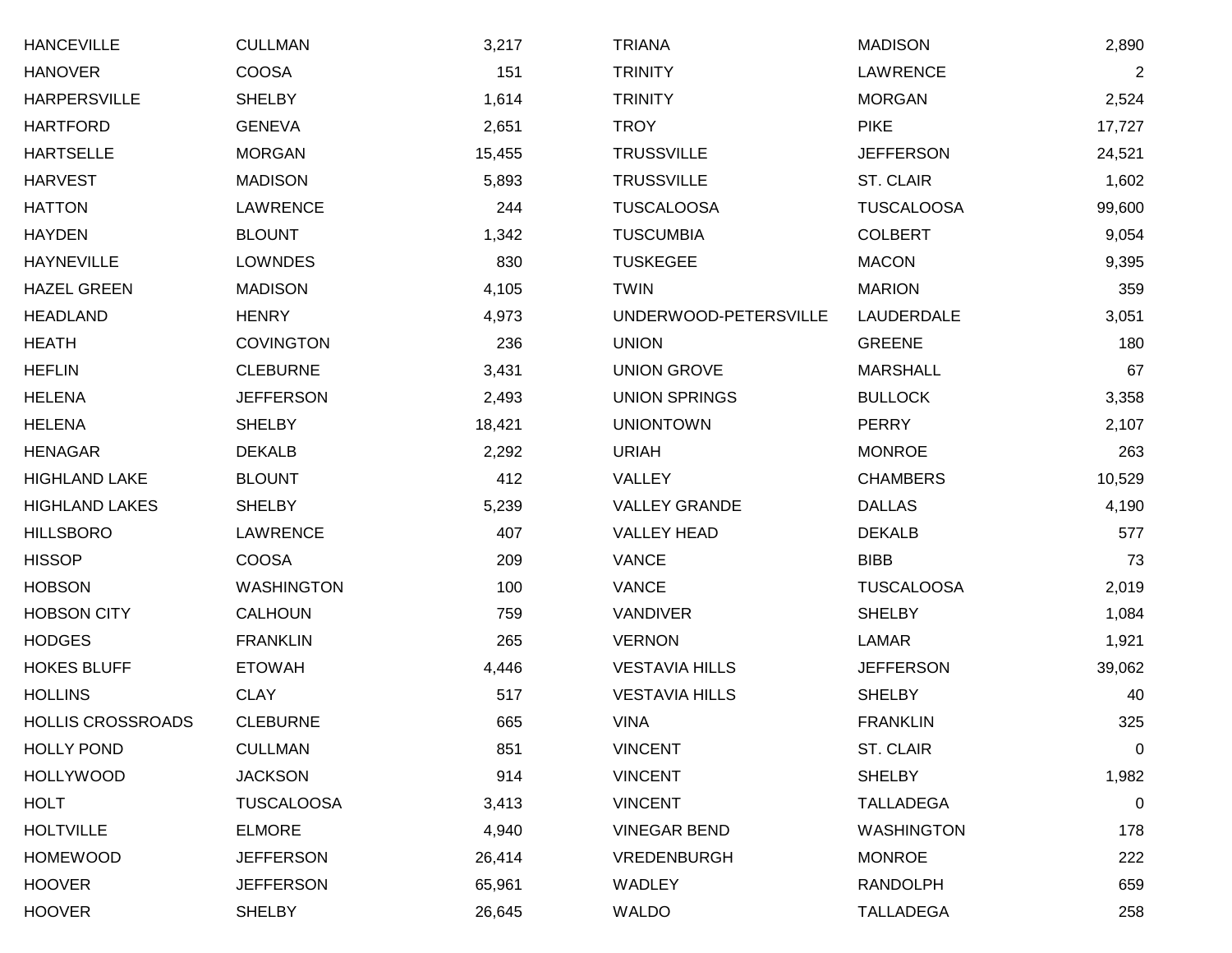| | | |
|---|---|---|
| HANCEVILLE | CULLMAN | 3,217 |
| HANOVER | COOSA | 151 |
| HARPERSVILLE | SHELBY | 1,614 |
| HARTFORD | GENEVA | 2,651 |
| HARTSELLE | MORGAN | 15,455 |
| HARVEST | MADISON | 5,893 |
| HATTON | LAWRENCE | 244 |
| HAYDEN | BLOUNT | 1,342 |
| HAYNEVILLE | LOWNDES | 830 |
| HAZEL GREEN | MADISON | 4,105 |
| HEADLAND | HENRY | 4,973 |
| HEATH | COVINGTON | 236 |
| HEFLIN | CLEBURNE | 3,431 |
| HELENA | JEFFERSON | 2,493 |
| HELENA | SHELBY | 18,421 |
| HENAGAR | DEKALB | 2,292 |
| HIGHLAND LAKE | BLOUNT | 412 |
| HIGHLAND LAKES | SHELBY | 5,239 |
| HILLSBORO | LAWRENCE | 407 |
| HISSOP | COOSA | 209 |
| HOBSON | WASHINGTON | 100 |
| HOBSON CITY | CALHOUN | 759 |
| HODGES | FRANKLIN | 265 |
| HOKES BLUFF | ETOWAH | 4,446 |
| HOLLINS | CLAY | 517 |
| HOLLIS CROSSROADS | CLEBURNE | 665 |
| HOLLY POND | CULLMAN | 851 |
| HOLLYWOOD | JACKSON | 914 |
| HOLT | TUSCALOOSA | 3,413 |
| HOLTVILLE | ELMORE | 4,940 |
| HOMEWOOD | JEFFERSON | 26,414 |
| HOOVER | JEFFERSON | 65,961 |
| HOOVER | SHELBY | 26,645 |
| TRIANA | MADISON | 2,890 |
| TRINITY | LAWRENCE | 2 |
| TRINITY | MORGAN | 2,524 |
| TROY | PIKE | 17,727 |
| TRUSSVILLE | JEFFERSON | 24,521 |
| TRUSSVILLE | ST. CLAIR | 1,602 |
| TUSCALOOSA | TUSCALOOSA | 99,600 |
| TUSCUMBIA | COLBERT | 9,054 |
| TUSKEGEE | MACON | 9,395 |
| TWIN | MARION | 359 |
| UNDERWOOD-PETERSVILLE | LAUDERDALE | 3,051 |
| UNION | GREENE | 180 |
| UNION GROVE | MARSHALL | 67 |
| UNION SPRINGS | BULLOCK | 3,358 |
| UNIONTOWN | PERRY | 2,107 |
| URIAH | MONROE | 263 |
| VALLEY | CHAMBERS | 10,529 |
| VALLEY GRANDE | DALLAS | 4,190 |
| VALLEY HEAD | DEKALB | 577 |
| VANCE | BIBB | 73 |
| VANCE | TUSCALOOSA | 2,019 |
| VANDIVER | SHELBY | 1,084 |
| VERNON | LAMAR | 1,921 |
| VESTAVIA HILLS | JEFFERSON | 39,062 |
| VESTAVIA HILLS | SHELBY | 40 |
| VINA | FRANKLIN | 325 |
| VINCENT | ST. CLAIR | 0 |
| VINCENT | SHELBY | 1,982 |
| VINCENT | TALLADEGA | 0 |
| VINEGAR BEND | WASHINGTON | 178 |
| VREDENBURGH | MONROE | 222 |
| WADLEY | RANDOLPH | 659 |
| WALDO | TALLADEGA | 258 |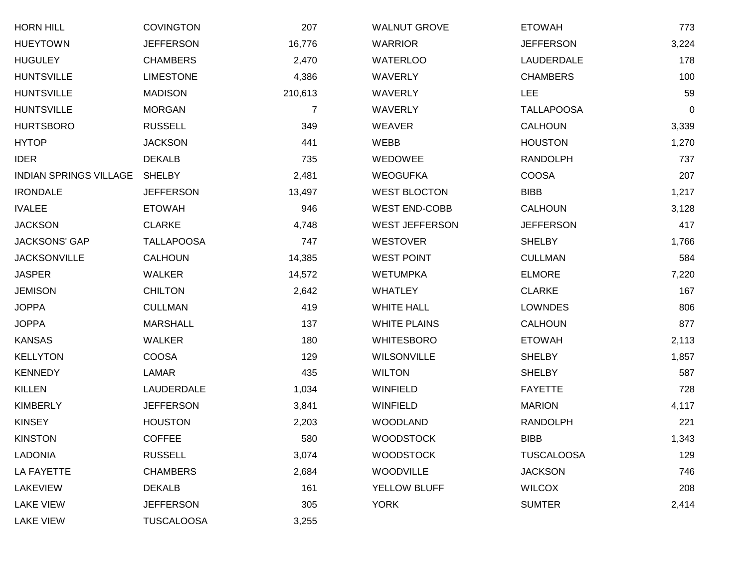| | | |
|---|---|---|
| HORN HILL | COVINGTON | 207 |
| HUEYTOWN | JEFFERSON | 16,776 |
| HUGULEY | CHAMBERS | 2,470 |
| HUNTSVILLE | LIMESTONE | 4,386 |
| HUNTSVILLE | MADISON | 210,613 |
| HUNTSVILLE | MORGAN | 7 |
| HURTSBORO | RUSSELL | 349 |
| HYTOP | JACKSON | 441 |
| IDER | DEKALB | 735 |
| INDIAN SPRINGS VILLAGE | SHELBY | 2,481 |
| IRONDALE | JEFFERSON | 13,497 |
| IVALEE | ETOWAH | 946 |
| JACKSON | CLARKE | 4,748 |
| JACKSONS' GAP | TALLAPOOSA | 747 |
| JACKSONVILLE | CALHOUN | 14,385 |
| JASPER | WALKER | 14,572 |
| JEMISON | CHILTON | 2,642 |
| JOPPA | CULLMAN | 419 |
| JOPPA | MARSHALL | 137 |
| KANSAS | WALKER | 180 |
| KELLYTON | COOSA | 129 |
| KENNEDY | LAMAR | 435 |
| KILLEN | LAUDERDALE | 1,034 |
| KIMBERLY | JEFFERSON | 3,841 |
| KINSEY | HOUSTON | 2,203 |
| KINSTON | COFFEE | 580 |
| LADONIA | RUSSELL | 3,074 |
| LA FAYETTE | CHAMBERS | 2,684 |
| LAKEVIEW | DEKALB | 161 |
| LAKE VIEW | JEFFERSON | 305 |
| LAKE VIEW | TUSCALOOSA | 3,255 |
| WALNUT GROVE | ETOWAH | 773 |
| WARRIOR | JEFFERSON | 3,224 |
| WATERLOO | LAUDERDALE | 178 |
| WAVERLY | CHAMBERS | 100 |
| WAVERLY | LEE | 59 |
| WAVERLY | TALLAPOOSA | 0 |
| WEAVER | CALHOUN | 3,339 |
| WEBB | HOUSTON | 1,270 |
| WEDOWEE | RANDOLPH | 737 |
| WEOGUFKA | COOSA | 207 |
| WEST BLOCTON | BIBB | 1,217 |
| WEST END-COBB | CALHOUN | 3,128 |
| WEST JEFFERSON | JEFFERSON | 417 |
| WESTOVER | SHELBY | 1,766 |
| WEST POINT | CULLMAN | 584 |
| WETUMPKA | ELMORE | 7,220 |
| WHATLEY | CLARKE | 167 |
| WHITE HALL | LOWNDES | 806 |
| WHITE PLAINS | CALHOUN | 877 |
| WHITESBORO | ETOWAH | 2,113 |
| WILSONVILLE | SHELBY | 1,857 |
| WILTON | SHELBY | 587 |
| WINFIELD | FAYETTE | 728 |
| WINFIELD | MARION | 4,117 |
| WOODLAND | RANDOLPH | 221 |
| WOODSTOCK | BIBB | 1,343 |
| WOODSTOCK | TUSCALOOSA | 129 |
| WOODVILLE | JACKSON | 746 |
| YELLOW BLUFF | WILCOX | 208 |
| YORK | SUMTER | 2,414 |